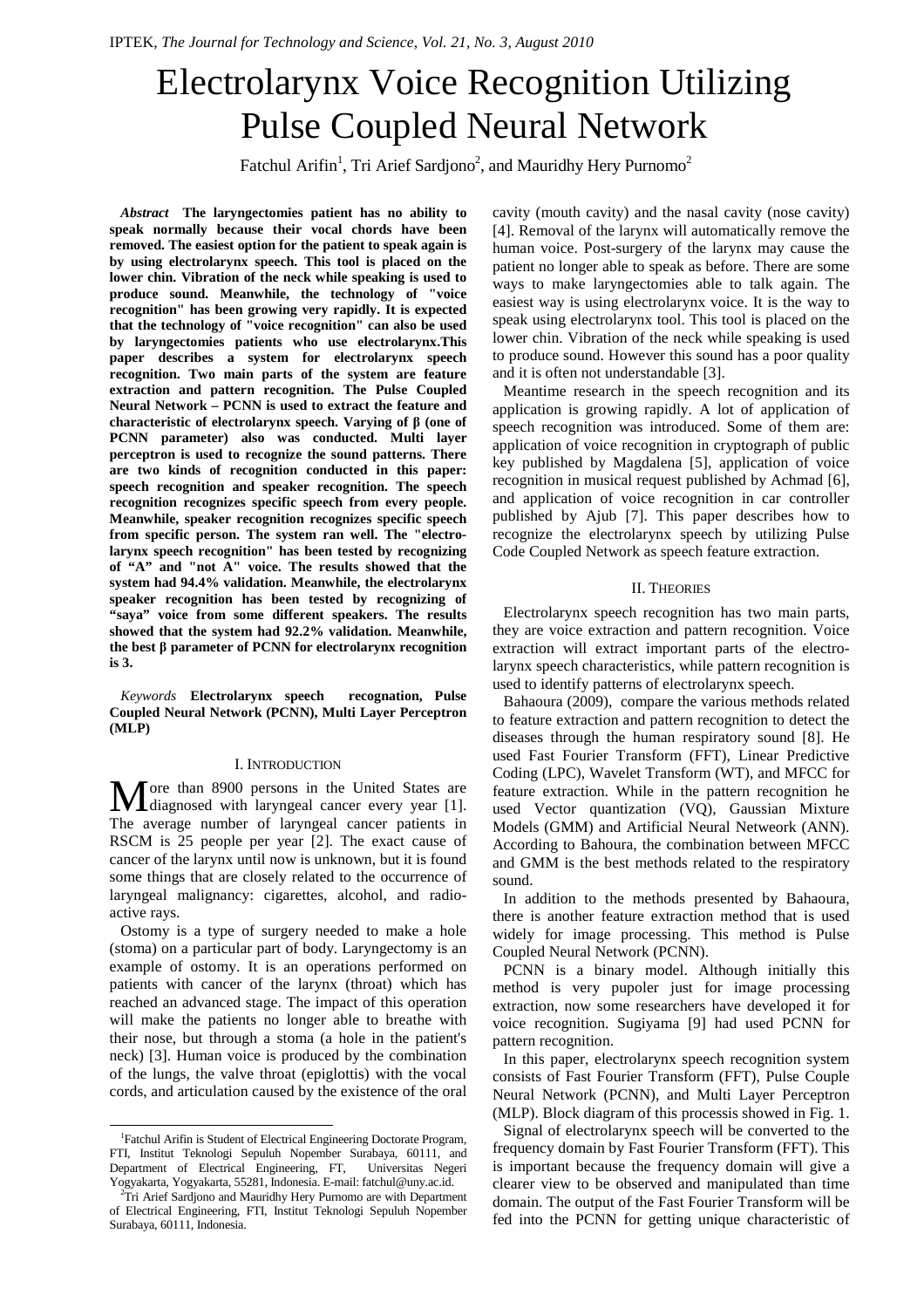# Electrolarynx Voice Recognition Utilizing Pulse Coupled Neural Network

Fatchul Arifin[1], Tri Arief Sardjono[2], and Mauridhy Hery Purnomo[2]

*Abstract* **The laryngectomies patient has no ability to speak normally because their vocal chords have been removed. The easiest option for the patient to speak again is by using electrolarynx speech. This tool is placed on the lower chin. Vibration of the neck while speaking is used to produce sound. Meanwhile, the technology of "voice recognition" has been growing very rapidly. It is expected that the technology of "voice recognition" can also be used by laryngectomies patients who use electrolarynx.This paper describes a system for electrolarynx speech recognition. Two main parts of the system are feature extraction and pattern recognition. The Pulse Coupled Neural Network – PCNN is used to extract the feature and characteristic of electrolarynx speech. Varying of β (one of PCNN parameter) also was conducted. Multi layer perceptron is used to recognize the sound patterns. There are two kinds of recognition conducted in this paper: speech recognition and speaker recognition. The speech recognition recognizes specific speech from every people. Meanwhile, speaker recognition recognizes specific speech from specific person. The system ran well. The "electro-larynx speech recognition" has been tested by recognizing of "A" and "not A" voice. The results showed that the system had 94.4% validation. Meanwhile, the electrolarynx speaker recognition has been tested by recognizing of "saya" voice from some different speakers. The results showed that the system had 92.2% validation. Meanwhile, the best β parameter of PCNN for electrolarynx recognition is 3.**

*Keywords* **Electrolarynx speech recognation, Pulse Coupled Neural Network (PCNN), Multi Layer Perceptron (MLP)**

## I. Introduction

More than 8900 persons in the United States are diagnosed with laryngeal cancer every year [1]. The average number of laryngeal cancer patients in RSCM is 25 people per year [2]. The exact cause of cancer of the larynx until now is unknown, but it is found some things that are closely related to the occurrence of laryngeal malignancy: cigarettes, alcohol, and radio-active rays.

Ostomy is a type of surgery needed to make a hole (stoma) on a particular part of body. Laryngectomy is an example of ostomy. It is an operations performed on patients with cancer of the larynx (throat) which has reached an advanced stage. The impact of this operation will make the patients no longer able to breathe with their nose, but through a stoma (a hole in the patient's neck) [3]. Human voice is produced by the combination of the lungs, the valve throat (epiglottis) with the vocal cords, and articulation caused by the existence of the oral cavity (mouth cavity) and the nasal cavity (nose cavity) [4]. Removal of the larynx will automatically remove the human voice. Post-surgery of the larynx may cause the patient no longer able to speak as before. There are some ways to make laryngectomies able to talk again. The easiest way is using electrolarynx voice. It is the way to speak using electrolarynx tool. This tool is placed on the lower chin. Vibration of the neck while speaking is used to produce sound. However this sound has a poor quality and it is often not understandable [3].

Meantime research in the speech recognition and its application is growing rapidly. A lot of application of speech recognition was introduced. Some of them are: application of voice recognition in cryptograph of public key published by Magdalena [5], application of voice recognition in musical request published by Achmad [6], and application of voice recognition in car controller published by Ajub [7]. This paper describes how to recognize the electrolarynx speech by utilizing Pulse Code Coupled Network as speech feature extraction.

## II. Theories

Electrolarynx speech recognition has two main parts, they are voice extraction and pattern recognition. Voice extraction will extract important parts of the electro-larynx speech characteristics, while pattern recognition is used to identify patterns of electrolarynx speech.

Bahaoura (2009), compare the various methods related to feature extraction and pattern recognition to detect the diseases through the human respiratory sound [8]. He used Fast Fourier Transform (FFT), Linear Predictive Coding (LPC), Wavelet Transform (WT), and MFCC for feature extraction. While in the pattern recognition he used Vector quantization (VQ), Gaussian Mixture Models (GMM) and Artificial Neural Netweork (ANN). According to Bahoura, the combination between MFCC and GMM is the best methods related to the respiratory sound.

In addition to the methods presented by Bahaoura, there is another feature extraction method that is used widely for image processing. This method is Pulse Coupled Neural Network (PCNN).

PCNN is a binary model. Although initially this method is very pupoler just for image processing extraction, now some researchers have developed it for voice recognition. Sugiyama [9] had used PCNN for pattern recognition.

In this paper, electrolarynx speech recognition system consists of Fast Fourier Transform (FFT), Pulse Couple Neural Network (PCNN), and Multi Layer Perceptron (MLP). Block diagram of this processis showed in Fig. 1.

Signal of electrolarynx speech will be converted to the frequency domain by Fast Fourier Transform (FFT). This is important because the frequency domain will give a clearer view to be observed and manipulated than time domain. The output of the Fast Fourier Transform will be fed into the PCNN for getting unique characteristic of

---

[1]Fatchul Arifin is Student of Electrical Engineering Doctorate Program, FTI, Institut Teknologi Sepuluh Nopember Surabaya, 60111, and Department of Electrical Engineering, FT, Universitas Negeri Yogyakarta, Yogyakarta, 55281, Indonesia. E-mail: fatchul@uny.ac.id.

[2]Tri Arief Sardjono and Mauridhy Hery Purnomo are with Department of Electrical Engineering, FTI, Institut Teknologi Sepuluh Nopember Surabaya, 60111, Indonesia.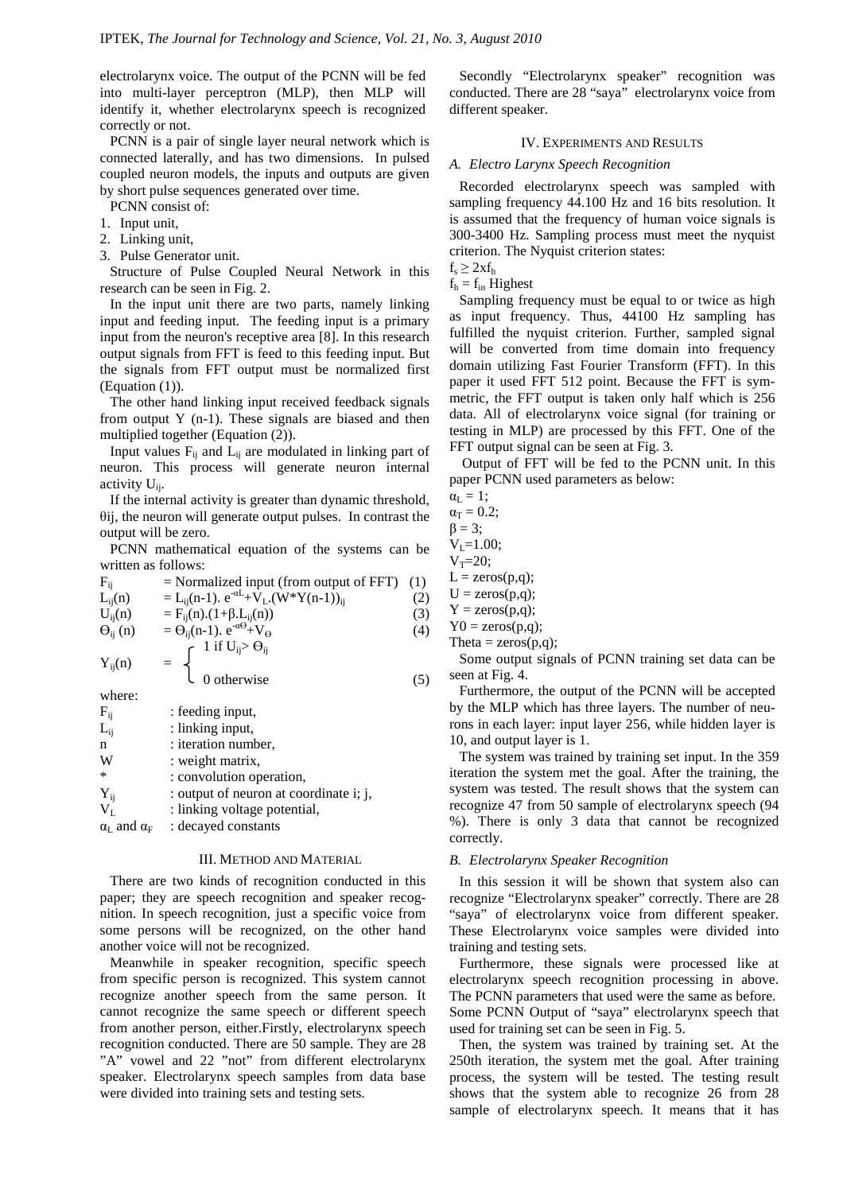electrolarynx voice. The output of the PCNN will be fed into multi-layer perceptron (MLP), then MLP will identify it, whether electrolarynx speech is recognized correctly or not.

PCNN is a pair of single layer neural network which is connected laterally, and has two dimensions. In pulsed coupled neuron models, the inputs and outputs are given by short pulse sequences generated over time.

PCNN consist of:

1. Input unit,
2. Linking unit,
3. Pulse Generator unit.

Structure of Pulse Coupled Neural Network in this research can be seen in Fig. 2.

In the input unit there are two parts, namely linking input and feeding input. The feeding input is a primary input from the neuron's receptive area [8]. In this research output signals from FFT is feed to this feeding input. But the signals from FFT output must be normalized first (Equation (1)).

The other hand linking input received feedback signals from output Y (n-1). These signals are biased and then multiplied together (Equation (2)).

Input values $F_{ij}$ and $L_{ij}$ are modulated in linking part of neuron. This process will generate neuron internal activity $U_{ij}$.

If the internal activity is greater than dynamic threshold, $\theta_{ij}$, the neuron will generate output pulses. In contrast the output will be zero.

PCNN mathematical equation of the systems can be written as follows:

$$F_{ij} = \text{Normalized input (from output of FFT)} \quad (1)$$

$$L_{ij}(n) = L_{ij}(n-1).\, e^{-\alpha L} + V_L.(W * Y(n-1))_{ij} \quad (2)$$

$$U_{ij}(n) = F_{ij}(n).(1+\beta.L_{ij}(n)) \quad (3)$$

$$\Theta_{ij}(n) = \Theta_{ij}(n-1).\, e^{-\alpha\Theta} + V_\Theta \quad (4)$$

$$Y_{ij}(n) = \begin{cases} 1 \text{ if } U_{ij} > \Theta_{ij} \\ 0 \text{ otherwise} \end{cases} \quad (5)$$

where:

- $F_{ij}$ : feeding input,
- $L_{ij}$ : linking input,
- n : iteration number,
- W : weight matrix,
- * : convolution operation,
- $Y_{ij}$ : output of neuron at coordinate i; j,
- $V_L$ : linking voltage potential,
- $\alpha_L$ and $\alpha_F$ : decayed constants

## III. Method and Material

There are two kinds of recognition conducted in this paper; they are speech recognition and speaker recognition. In speech recognition, just a specific voice from some persons will be recognized, on the other hand another voice will not be recognized.

Meanwhile in speaker recognition, specific speech from specific person is recognized. This system cannot recognize another speech from the same person. It cannot recognize the same speech or different speech from another person, either.Firstly, electrolarynx speech recognition conducted. There are 50 sample. They are 28 "A" vowel and 22 "not" from different electrolarynx speaker. Electrolarynx speech samples from data base were divided into training sets and testing sets.

Secondly "Electrolarynx speaker" recognition was conducted. There are 28 "saya" electrolarynx voice from different speaker.

## IV. Experiments and Results

### *A. Electro Larynx Speech Recognition*

Recorded electrolarynx speech was sampled with sampling frequency 44.100 Hz and 16 bits resolution. It is assumed that the frequency of human voice signals is 300-3400 Hz. Sampling process must meet the nyquist criterion. The Nyquist criterion states:

$f_s \geq 2xf_h$

$f_h = f_{in}$ Highest

Sampling frequency must be equal to or twice as high as input frequency. Thus, 44100 Hz sampling has fulfilled the nyquist criterion. Further, sampled signal will be converted from time domain into frequency domain utilizing Fast Fourier Transform (FFT). In this paper it used FFT 512 point. Because the FFT is symmetric, the FFT output is taken only half which is 256 data. All of electrolarynx voice signal (for training or testing in MLP) are processed by this FFT. One of the FFT output signal can be seen at Fig. 3.

Output of FFT will be fed to the PCNN unit. In this paper PCNN used parameters as below:

$\alpha_L = 1$;
$\alpha_T = 0.2$;
$\beta = 3$;
$V_L=1.00$;
$V_T=20$;
L = zeros(p,q);
U = zeros(p,q);
Y = zeros(p,q);
Y0 = zeros(p,q);
Theta = zeros(p,q);

Some output signals of PCNN training set data can be seen at Fig. 4.

Furthermore, the output of the PCNN will be accepted by the MLP which has three layers. The number of neurons in each layer: input layer 256, while hidden layer is 10, and output layer is 1.

The system was trained by training set input. In the 359 iteration the system met the goal. After the training, the system was tested. The result shows that the system can recognize 47 from 50 sample of electrolarynx speech (94 %). There is only 3 data that cannot be recognized correctly.

### *B. Electrolarynx Speaker Recognition*

In this session it will be shown that system also can recognize "Electrolarynx speaker" correctly. There are 28 "saya" of electrolarynx voice from different speaker. These Electrolarynx voice samples were divided into training and testing sets.

Furthermore, these signals were processed like at electrolarynx speech recognition processing in above. The PCNN parameters that used were the same as before. Some PCNN Output of "saya" electrolarynx speech that used for training set can be seen in Fig. 5.

Then, the system was trained by training set. At the 250th iteration, the system met the goal. After training process, the system will be tested. The testing result shows that the system able to recognize 26 from 28 sample of electrolarynx speech. It means that it has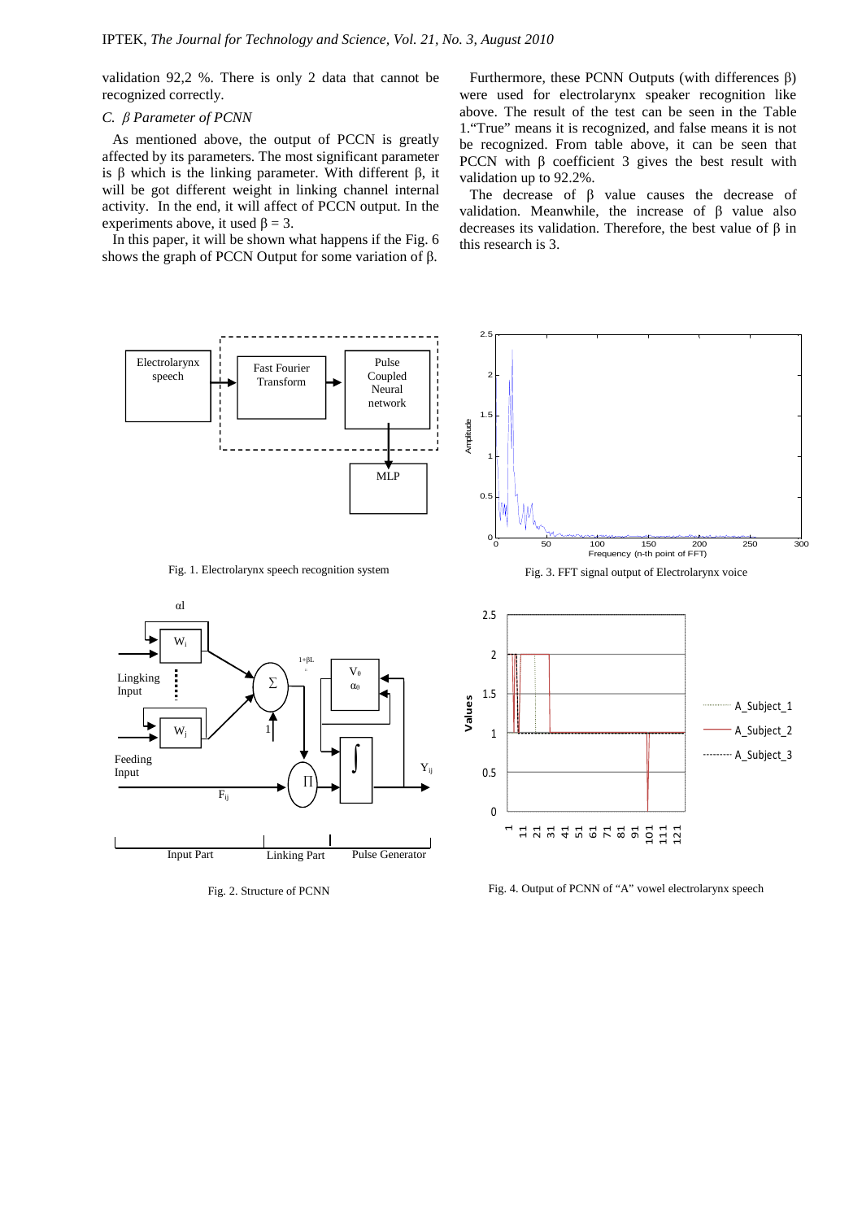validation 92,2 %. There is only 2 data that cannot be recognized correctly.

### C. β Parameter of PCNN

As mentioned above, the output of PCCN is greatly affected by its parameters. The most significant parameter is β which is the linking parameter. With different β, it will be got different weight in linking channel internal activity. In the end, it will affect of PCCN output. In the experiments above, it used β = 3.

In this paper, it will be shown what happens if the Fig. 6 shows the graph of PCCN Output for some variation of β.

Furthermore, these PCNN Outputs (with differences β) were used for electrolarynx speaker recognition like above. The result of the test can be seen in the Table 1."True" means it is recognized, and false means it is not be recognized. From table above, it can be seen that PCCN with β coefficient 3 gives the best result with validation up to 92.2%.

The decrease of β value causes the decrease of validation. Meanwhile, the increase of β value also decreases its validation. Therefore, the best value of β in this research is 3.

Fig. 1. Electrolarynx speech recognition system

Fig. 3. FFT signal output of Electrolarynx voice

Fig. 2. Structure of PCNN

Fig. 4. Output of PCNN of "A" vowel electrolarynx speech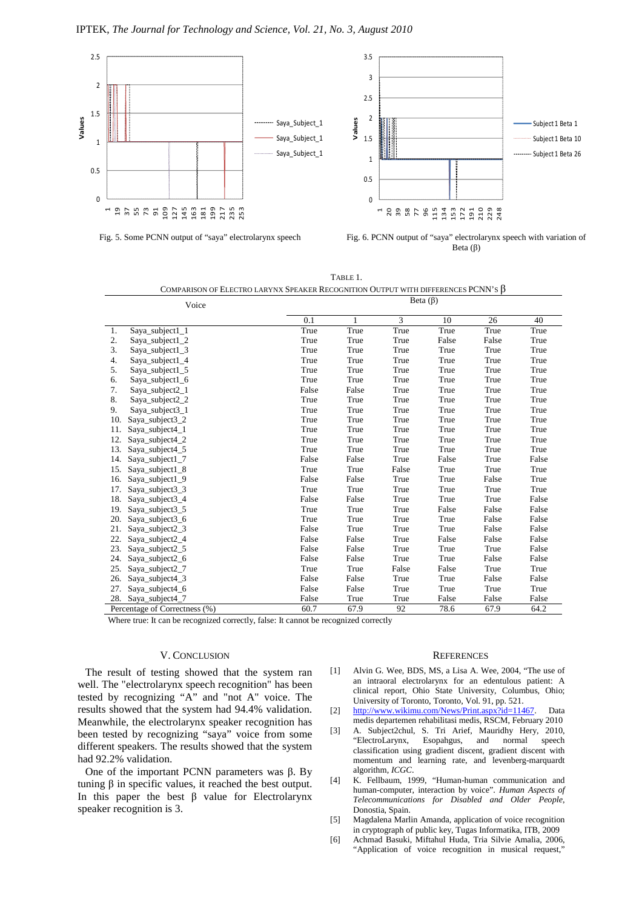Fig. 5. Some PCNN output of "saya" electrolarynx speech

Fig. 6. PCNN output of "saya" electrolarynx speech with variation of Beta (β)

TABLE 1.
COMPARISON OF ELECTRO LARYNX SPEAKER RECOGNITION OUTPUT WITH DIFFERENCES PCNN'S β

| Voice | Beta (β) | | | | | |
|---|---|---|---|---|---|---|
| | 0.1 | 1 | 3 | 10 | 26 | 40 |
| 1. Saya_subject1_1 | True | True | True | True | True | True |
| 2. Saya_subject1_2 | True | True | True | False | False | True |
| 3. Saya_subject1_3 | True | True | True | True | True | True |
| 4. Saya_subject1_4 | True | True | True | True | True | True |
| 5. Saya_subject1_5 | True | True | True | True | True | True |
| 6. Saya_subject1_6 | True | True | True | True | True | True |
| 7. Saya_subject2_1 | False | False | True | True | True | True |
| 8. Saya_subject2_2 | True | True | True | True | True | True |
| 9. Saya_subject3_1 | True | True | True | True | True | True |
| 10. Saya_subject3_2 | True | True | True | True | True | True |
| 11. Saya_subject4_1 | True | True | True | True | True | True |
| 12. Saya_subject4_2 | True | True | True | True | True | True |
| 13. Saya_subject4_5 | True | True | True | True | True | True |
| 14. Saya_subject1_7 | False | False | True | False | True | False |
| 15. Saya_subject1_8 | True | True | False | True | True | True |
| 16. Saya_subject1_9 | False | False | True | True | False | True |
| 17. Saya_subject3_3 | True | True | True | True | True | True |
| 18. Saya_subject3_4 | False | False | True | True | True | False |
| 19. Saya_subject3_5 | True | True | True | False | False | False |
| 20. Saya_subject3_6 | True | True | True | True | False | False |
| 21. Saya_subject2_3 | False | True | True | True | False | False |
| 22. Saya_subject2_4 | False | False | True | False | False | False |
| 23. Saya_subject2_5 | False | False | True | True | True | False |
| 24. Saya_subject2_6 | False | False | True | True | False | False |
| 25. Saya_subject2_7 | True | True | False | False | True | True |
| 26. Saya_subject4_3 | False | False | True | True | False | False |
| 27. Saya_subject4_6 | False | False | True | True | True | True |
| 28. Saya_subject4_7 | False | True | True | False | False | False |
| Percentage of Correctness (%) | 60.7 | 67.9 | 92 | 78.6 | 67.9 | 64.2 |

Where true: It can be recognized correctly, false: It cannot be recognized correctly

## V. CONCLUSION

The result of testing showed that the system ran well. The "electrolarynx speech recognition" has been tested by recognizing "A" and "not A" voice. The results showed that the system had 94.4% validation. Meanwhile, the electrolarynx speaker recognition has been tested by recognizing "saya" voice from some different speakers. The results showed that the system had 92.2% validation.

One of the important PCNN parameters was β. By tuning β in specific values, it reached the best output. In this paper the best β value for Electrolarynx speaker recognition is 3.

## REFERENCES

[1] Alvin G. Wee, BDS, MS, a Lisa A. Wee, 2004, "The use of an intraoral electrolarynx for an edentulous patient: A clinical report, Ohio State University, Columbus, Ohio; University of Toronto, Toronto, Vol. 91, pp. 521.

[2] http://www.wikimu.com/News/Print.aspx?id=11467. Data medis departemen rehabilitasi medis, RSCM, February 2010

[3] A. Subject2chul, S. Tri Arief, Mauridhy Hery, 2010, "ElectroLarynx, Esopahgus, and normal speech classification using gradient discent, gradient discent with momentum and learning rate, and levenberg-marquardt algorithm, *ICGC*.

[4] K. Fellbaum, 1999, "Human-human communication and human-computer, interaction by voice". *Human Aspects of Telecommunications for Disabled and Older People*, Donostia, Spain.

[5] Magdalena Marlin Amanda, application of voice recognition in cryptograph of public key, Tugas Informatika, ITB, 2009

[6] Achmad Basuki, Miftahul Huda, Tria Silvie Amalia, 2006, "Application of voice recognition in musical request,"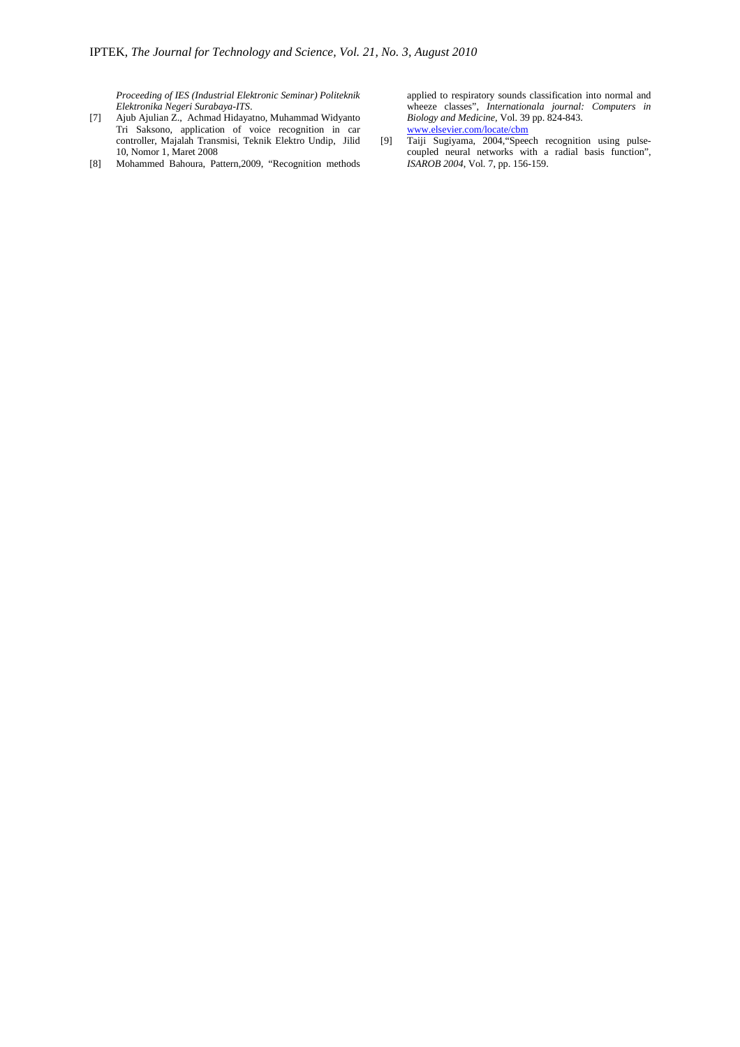*Proceeding of IES (Industrial Elektronic Seminar) Politeknik Elektronika Negeri Surabaya-ITS*.

[7] Ajub Ajulian Z., Achmad Hidayatno, Muhammad Widyanto Tri Saksono, application of voice recognition in car controller, Majalah Transmisi, Teknik Elektro Undip, Jilid 10, Nomor 1, Maret 2008

[8] Mohammed Bahoura, Pattern,2009, "Recognition methods applied to respiratory sounds classification into normal and wheeze classes", *Internationala journal: Computers in Biology and Medicine*, Vol. 39 pp. 824-843. www.elsevier.com/locate/cbm

[9] Taiji Sugiyama, 2004,"Speech recognition using pulse-coupled neural networks with a radial basis function", *ISAROB 2004*, Vol. 7, pp. 156-159.